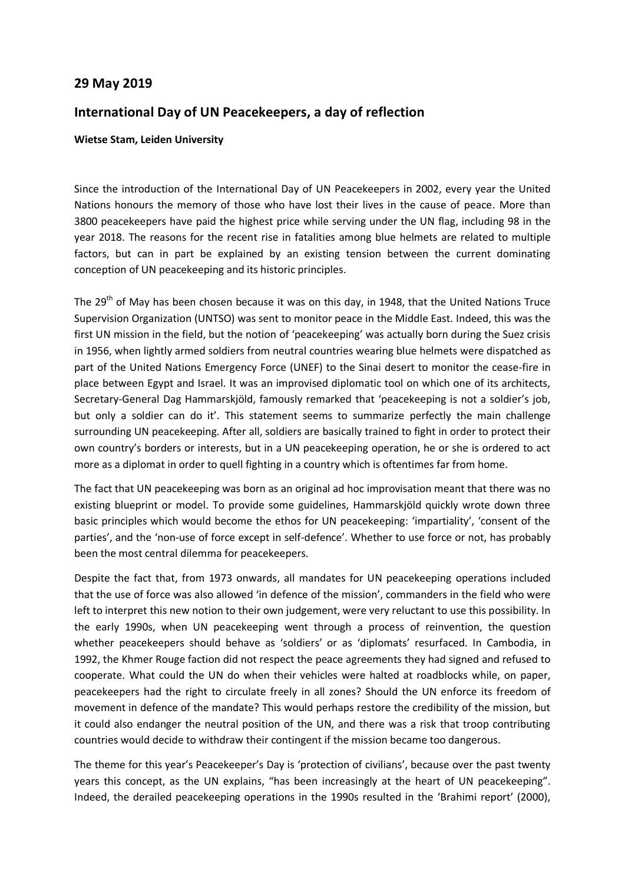## 29 May 2019

## International Day of UN Peacekeepers, a day of reflection

**Wietse Stam, Leiden University**

Since the introduction of the International Day of UN Peacekeepers in 2002, every year the United Nations honours the memory of those who have lost their lives in the cause of peace. More than 3800 peacekeepers have paid the highest price while serving under the UN flag, including 98 in the year 2018. The reasons for the recent rise in fatalities among blue helmets are related to multiple factors, but can in part be explained by an existing tension between the current dominating conception of UN peacekeeping and its historic principles.

The 29th of May has been chosen because it was on this day, in 1948, that the United Nations Truce Supervision Organization (UNTSO) was sent to monitor peace in the Middle East. Indeed, this was the first UN mission in the field, but the notion of 'peacekeeping' was actually born during the Suez crisis in 1956, when lightly armed soldiers from neutral countries wearing blue helmets were dispatched as part of the United Nations Emergency Force (UNEF) to the Sinai desert to monitor the cease-fire in place between Egypt and Israel. It was an improvised diplomatic tool on which one of its architects, Secretary-General Dag Hammarskjöld, famously remarked that 'peacekeeping is not a soldier's job, but only a soldier can do it'. This statement seems to summarize perfectly the main challenge surrounding UN peacekeeping. After all, soldiers are basically trained to fight in order to protect their own country's borders or interests, but in a UN peacekeeping operation, he or she is ordered to act more as a diplomat in order to quell fighting in a country which is oftentimes far from home.

The fact that UN peacekeeping was born as an original ad hoc improvisation meant that there was no existing blueprint or model. To provide some guidelines, Hammarskjöld quickly wrote down three basic principles which would become the ethos for UN peacekeeping: 'impartiality', 'consent of the parties', and the 'non-use of force except in self-defence'. Whether to use force or not, has probably been the most central dilemma for peacekeepers.

Despite the fact that, from 1973 onwards, all mandates for UN peacekeeping operations included that the use of force was also allowed 'in defence of the mission', commanders in the field who were left to interpret this new notion to their own judgement, were very reluctant to use this possibility. In the early 1990s, when UN peacekeeping went through a process of reinvention, the question whether peacekeepers should behave as 'soldiers' or as 'diplomats' resurfaced. In Cambodia, in 1992, the Khmer Rouge faction did not respect the peace agreements they had signed and refused to cooperate. What could the UN do when their vehicles were halted at roadblocks while, on paper, peacekeepers had the right to circulate freely in all zones? Should the UN enforce its freedom of movement in defence of the mandate? This would perhaps restore the credibility of the mission, but it could also endanger the neutral position of the UN, and there was a risk that troop contributing countries would decide to withdraw their contingent if the mission became too dangerous.

The theme for this year's Peacekeeper's Day is 'protection of civilians', because over the past twenty years this concept, as the UN explains, "has been increasingly at the heart of UN peacekeeping". Indeed, the derailed peacekeeping operations in the 1990s resulted in the 'Brahimi report' (2000),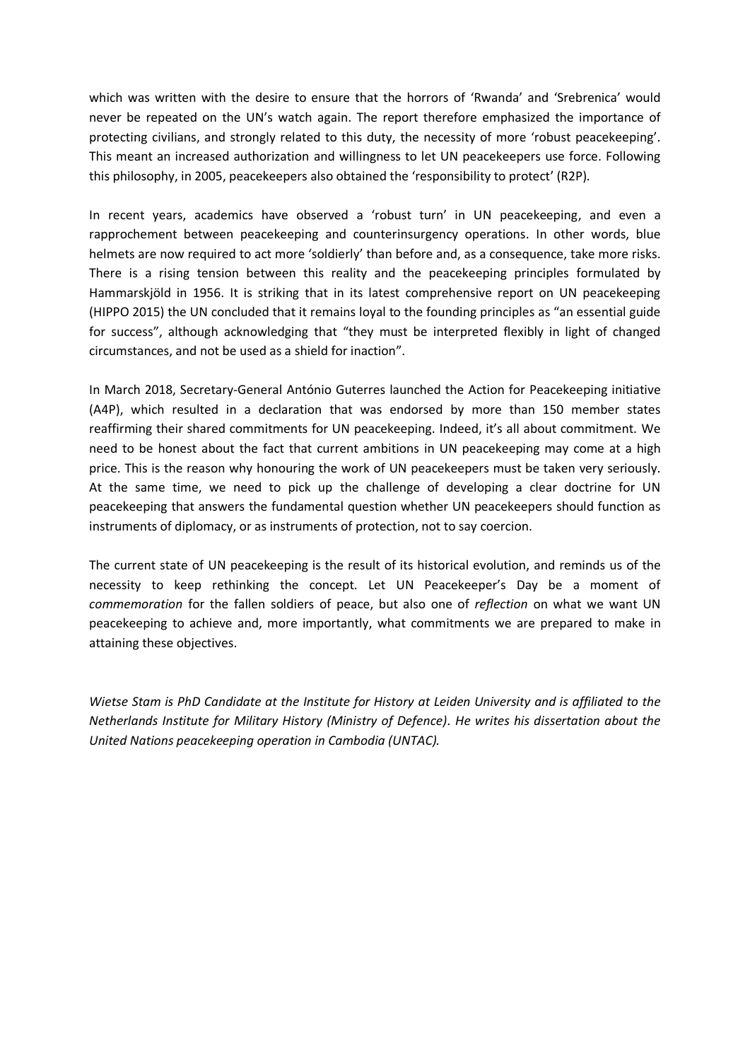which was written with the desire to ensure that the horrors of 'Rwanda' and 'Srebrenica' would never be repeated on the UN's watch again. The report therefore emphasized the importance of protecting civilians, and strongly related to this duty, the necessity of more 'robust peacekeeping'. This meant an increased authorization and willingness to let UN peacekeepers use force. Following this philosophy, in 2005, peacekeepers also obtained the 'responsibility to protect' (R2P).

In recent years, academics have observed a 'robust turn' in UN peacekeeping, and even a rapprochement between peacekeeping and counterinsurgency operations. In other words, blue helmets are now required to act more 'soldierly' than before and, as a consequence, take more risks. There is a rising tension between this reality and the peacekeeping principles formulated by Hammarskjöld in 1956. It is striking that in its latest comprehensive report on UN peacekeeping (HIPPO 2015) the UN concluded that it remains loyal to the founding principles as "an essential guide for success", although acknowledging that "they must be interpreted flexibly in light of changed circumstances, and not be used as a shield for inaction".

In March 2018, Secretary-General António Guterres launched the Action for Peacekeeping initiative (A4P), which resulted in a declaration that was endorsed by more than 150 member states reaffirming their shared commitments for UN peacekeeping. Indeed, it's all about commitment. We need to be honest about the fact that current ambitions in UN peacekeeping may come at a high price. This is the reason why honouring the work of UN peacekeepers must be taken very seriously. At the same time, we need to pick up the challenge of developing a clear doctrine for UN peacekeeping that answers the fundamental question whether UN peacekeepers should function as instruments of diplomacy, or as instruments of protection, not to say coercion.

The current state of UN peacekeeping is the result of its historical evolution, and reminds us of the necessity to keep rethinking the concept. Let UN Peacekeeper's Day be a moment of *commemoration* for the fallen soldiers of peace, but also one of *reflection* on what we want UN peacekeeping to achieve and, more importantly, what commitments we are prepared to make in attaining these objectives.

*Wietse Stam is PhD Candidate at the Institute for History at Leiden University and is affiliated to the Netherlands Institute for Military History (Ministry of Defence). He writes his dissertation about the United Nations peacekeeping operation in Cambodia (UNTAC).*